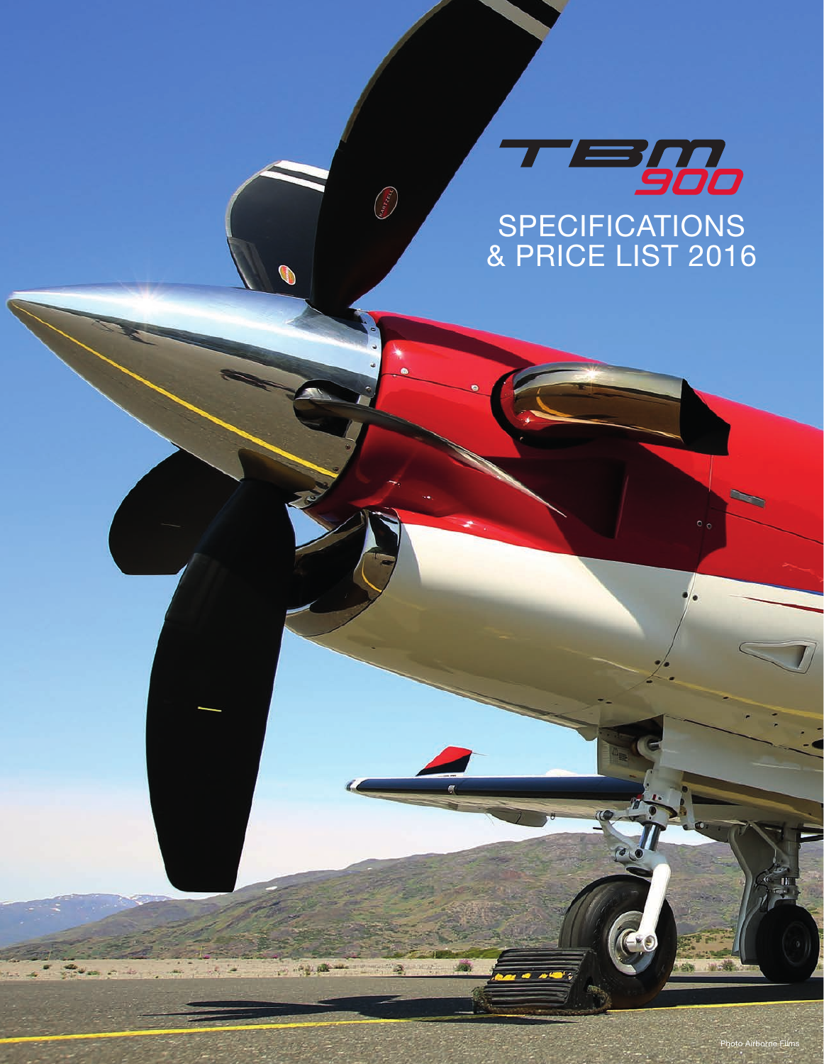# TBM 900

## SPECIFICATIONS & PRICE LIST 2016

Photo Airborne Films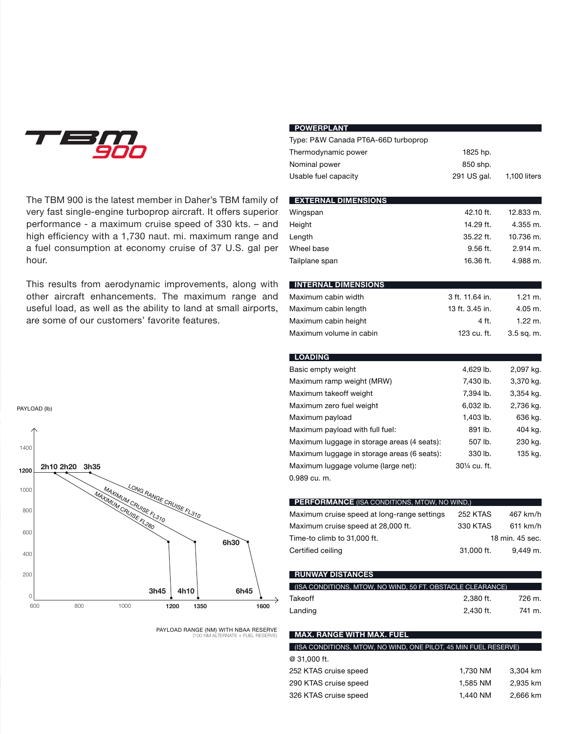# TBM 900

The TBM 900 is the latest member in Daher's TBM family of very fast single-engine turboprop aircraft. It offers superior performance - a maximum cruise speed of 330 kts. – and high efficiency with a 1,730 naut. mi. maximum range and a fuel consumption at economy cruise of 37 U.S. gal per hour.

This results from aerodynamic improvements, along with other aircraft enhancements. The maximum range and useful load, as well as the ability to land at small airports, are some of our customers' favorite features.

PAYLOAD (lb)

PAYLOAD RANGE (NM) WITH NBAA RESERVE
(100 NM ALTERNATE + FUEL RESERVE)

## POWERPLANT

| | | |
|---|---|---|
| Type: P&W Canada PT6A-66D turboprop | | |
| Thermodynamic power | 1825 hp. | |
| Nominal power | 850 shp. | |
| Usable fuel capacity | 291 US gal. | 1,100 liters |

## EXTERNAL DIMENSIONS

| | | |
|---|---|---|
| Wingspan | 42.10 ft. | 12.833 m. |
| Height | 14.29 ft. | 4.355 m. |
| Length | 35.22 ft. | 10.736 m. |
| Wheel base | 9.56 ft. | 2.914 m. |
| Tailplane span | 16.36 ft. | 4.988 m. |

## INTERNAL DIMENSIONS

| | | |
|---|---|---|
| Maximum cabin width | 3 ft. 11.64 in. | 1.21 m. |
| Maximum cabin length | 13 ft. 3.45 in. | 4.05 m. |
| Maximum cabin height | 4 ft. | 1.22 m. |
| Maximum volume in cabin | 123 cu. ft. | 3.5 sq. m. |

## LOADING

| | | |
|---|---|---|
| Basic empty weight | 4,629 lb. | 2,097 kg. |
| Maximum ramp weight (MRW) | 7,430 lb. | 3,370 kg. |
| Maximum takeoff weight | 7,394 lb. | 3,354 kg. |
| Maximum zero fuel weight | 6,032 lb. | 2,736 kg. |
| Maximum payload | 1,403 lb. | 636 kg. |
| Maximum payload with full fuel: | 891 lb. | 404 kg. |
| Maximum luggage in storage areas (4 seats): | 507 lb. | 230 kg. |
| Maximum luggage in storage areas (6 seats): | 330 lb. | 135 kg. |
| Maximum luggage volume (large net): | 30¼ cu. ft. | |
| 0.989 cu. m. | | |

## PERFORMANCE (ISA CONDITIONS, MTOW, NO WIND,)

| | | |
|---|---|---|
| Maximum cruise speed at long-range settings | 252 KTAS | 467 km/h |
| Maximum cruise speed at 28,000 ft. | 330 KTAS | 611 km/h |
| Time-to climb to 31,000 ft. | | 18 min. 45 sec. |
| Certified ceiling | 31,000 ft. | 9,449 m. |

## RUNWAY DISTANCES

(ISA CONDITIONS, MTOW, NO WIND, 50 FT. OBSTACLE CLEARANCE)

| | | |
|---|---|---|
| Takeoff | 2,380 ft. | 726 m. |
| Landing | 2,430 ft. | 741 m. |

## MAX. RANGE WITH MAX. FUEL

(ISA CONDITIONS, MTOW, NO WIND, ONE PILOT, 45 MIN FUEL RESERVE)

| | | |
|---|---|---|
| @ 31,000 ft. | | |
| 252 KTAS cruise speed | 1,730 NM | 3,304 km |
| 290 KTAS cruise speed | 1,585 NM | 2,935 km |
| 326 KTAS cruise speed | 1,440 NM | 2,666 km |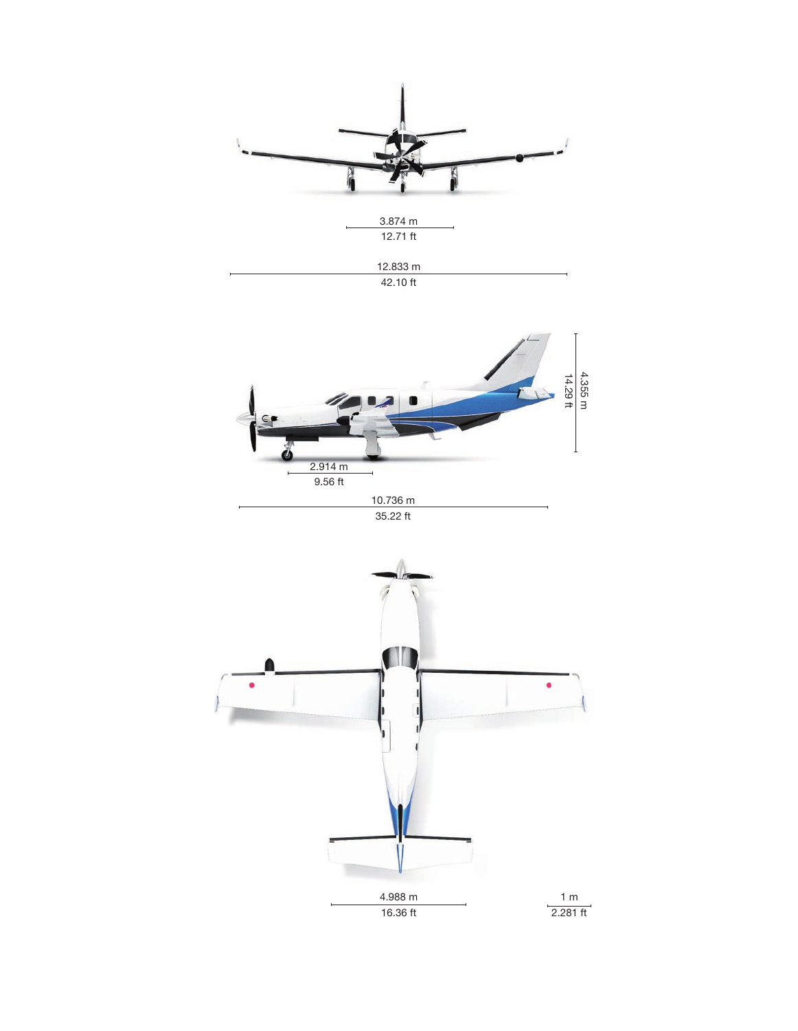3.874 m
12.71 ft

12.833 m
42.10 ft

4.355 m
14.29 ft

2.914 m
9.56 ft

10.736 m
35.22 ft

4.988 m
16.36 ft

1 m
2.281 ft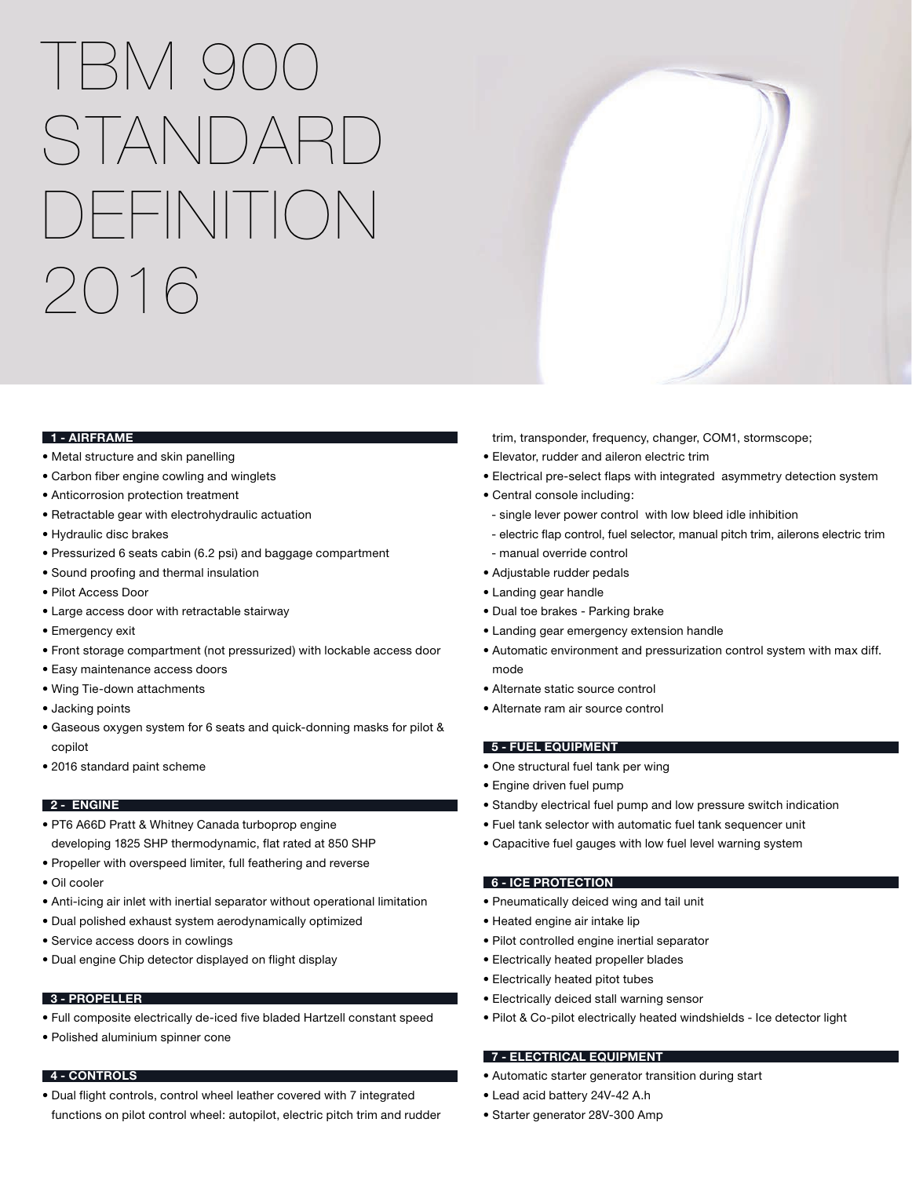# TBM 900 STANDARD DEFINITION 2016

## 1 - AIRFRAME

- Metal structure and skin panelling
- Carbon fiber engine cowling and winglets
- Anticorrosion protection treatment
- Retractable gear with electrohydraulic actuation
- Hydraulic disc brakes
- Pressurized 6 seats cabin (6.2 psi) and baggage compartment
- Sound proofing and thermal insulation
- Pilot Access Door
- Large access door with retractable stairway
- Emergency exit
- Front storage compartment (not pressurized) with lockable access door
- Easy maintenance access doors
- Wing Tie-down attachments
- Jacking points
- Gaseous oxygen system for 6 seats and quick-donning masks for pilot & copilot
- 2016 standard paint scheme

## 2 - ENGINE

- PT6 A66D Pratt & Whitney Canada turboprop engine developing 1825 SHP thermodynamic, flat rated at 850 SHP
- Propeller with overspeed limiter, full feathering and reverse
- Oil cooler
- Anti-icing air inlet with inertial separator without operational limitation
- Dual polished exhaust system aerodynamically optimized
- Service access doors in cowlings
- Dual engine Chip detector displayed on flight display

## 3 - PROPELLER

- Full composite electrically de-iced five bladed Hartzell constant speed
- Polished aluminium spinner cone

## 4 - CONTROLS

- Dual flight controls, control wheel leather covered with 7 integrated functions on pilot control wheel: autopilot, electric pitch trim and rudder trim, transponder, frequency, changer, COM1, stormscope;
- Elevator, rudder and aileron electric trim
- Electrical pre-select flaps with integrated asymmetry detection system
- Central console including:
  - single lever power control with low bleed idle inhibition
  - electric flap control, fuel selector, manual pitch trim, ailerons electric trim
  - manual override control
- Adjustable rudder pedals
- Landing gear handle
- Dual toe brakes - Parking brake
- Landing gear emergency extension handle
- Automatic environment and pressurization control system with max diff. mode
- Alternate static source control
- Alternate ram air source control

## 5 - FUEL EQUIPMENT

- One structural fuel tank per wing
- Engine driven fuel pump
- Standby electrical fuel pump and low pressure switch indication
- Fuel tank selector with automatic fuel tank sequencer unit
- Capacitive fuel gauges with low fuel level warning system

## 6 - ICE PROTECTION

- Pneumatically deiced wing and tail unit
- Heated engine air intake lip
- Pilot controlled engine inertial separator
- Electrically heated propeller blades
- Electrically heated pitot tubes
- Electrically deiced stall warning sensor
- Pilot & Co-pilot electrically heated windshields - Ice detector light

## 7 - ELECTRICAL EQUIPMENT

- Automatic starter generator transition during start
- Lead acid battery 24V-42 A.h
- Starter generator 28V-300 Amp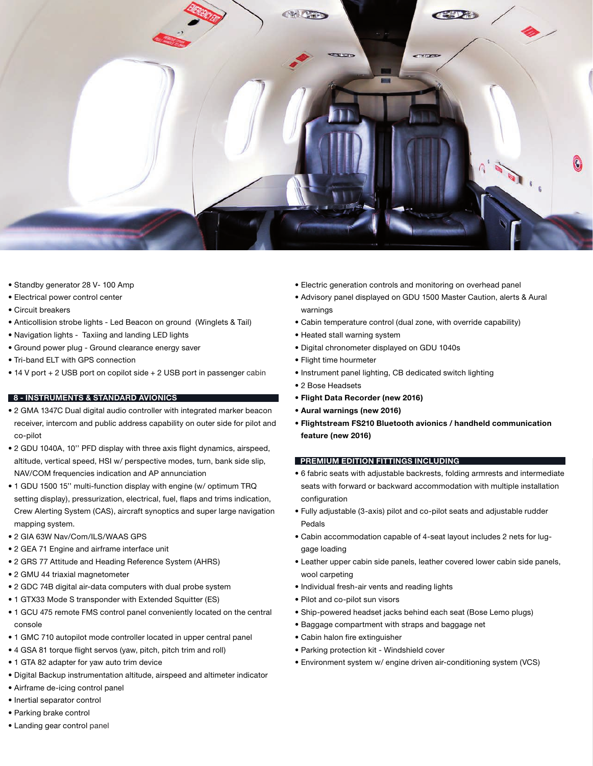- Standby generator 28 V- 100 Amp
- Electrical power control center
- Circuit breakers
- Anticollision strobe lights - Led Beacon on ground (Winglets & Tail)
- Navigation lights - Taxiing and landing LED lights
- Ground power plug - Ground clearance energy saver
- Tri-band ELT with GPS connection
- 14 V port + 2 USB port on copilot side + 2 USB port in passenger cabin

## 8 - INSTRUMENTS & STANDARD AVIONICS

- 2 GMA 1347C Dual digital audio controller with integrated marker beacon receiver, intercom and public address capability on outer side for pilot and co-pilot
- 2 GDU 1040A, 10'' PFD display with three axis flight dynamics, airspeed, altitude, vertical speed, HSI w/ perspective modes, turn, bank side slip, NAV/COM frequencies indication and AP annunciation
- 1 GDU 1500 15'' multi-function display with engine (w/ optimum TRQ setting display), pressurization, electrical, fuel, flaps and trims indication, Crew Alerting System (CAS), aircraft synoptics and super large navigation mapping system.
- 2 GIA 63W Nav/Com/ILS/WAAS GPS
- 2 GEA 71 Engine and airframe interface unit
- 2 GRS 77 Attitude and Heading Reference System (AHRS)
- 2 GMU 44 triaxial magnetometer
- 2 GDC 74B digital air-data computers with dual probe system
- 1 GTX33 Mode S transponder with Extended Squitter (ES)
- 1 GCU 475 remote FMS control panel conveniently located on the central console
- 1 GMC 710 autopilot mode controller located in upper central panel
- 4 GSA 81 torque flight servos (yaw, pitch, pitch trim and roll)
- 1 GTA 82 adapter for yaw auto trim device
- Digital Backup instrumentation altitude, airspeed and altimeter indicator
- Airframe de-icing control panel
- Inertial separator control
- Parking brake control
- Landing gear control panel
- Electric generation controls and monitoring on overhead panel
- Advisory panel displayed on GDU 1500 Master Caution, alerts & Aural warnings
- Cabin temperature control (dual zone, with override capability)
- Heated stall warning system
- Digital chronometer displayed on GDU 1040s
- Flight time hourmeter
- Instrument panel lighting, CB dedicated switch lighting
- 2 Bose Headsets
- **Flight Data Recorder (new 2016)**
- **Aural warnings (new 2016)**
- **Flightstream FS210 Bluetooth avionics / handheld communication feature (new 2016)**

## PREMIUM EDITION FITTINGS INCLUDING

- 6 fabric seats with adjustable backrests, folding armrests and intermediate seats with forward or backward accommodation with multiple installation configuration
- Fully adjustable (3-axis) pilot and co-pilot seats and adjustable rudder Pedals
- Cabin accommodation capable of 4-seat layout includes 2 nets for luggage loading
- Leather upper cabin side panels, leather covered lower cabin side panels, wool carpeting
- Individual fresh-air vents and reading lights
- Pilot and co-pilot sun visors
- Ship-powered headset jacks behind each seat (Bose Lemo plugs)
- Baggage compartment with straps and baggage net
- Cabin halon fire extinguisher
- Parking protection kit - Windshield cover
- Environment system w/ engine driven air-conditioning system (VCS)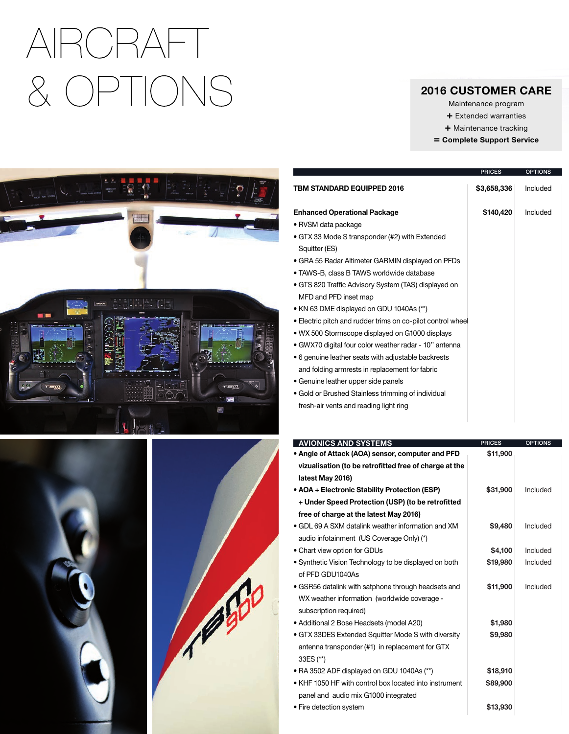# AIRCRAFT & OPTIONS

## 2016 CUSTOMER CARE

Maintenance program
+ Extended warranties
+ Maintenance tracking
= **Complete Support Service**

| | PRICES | OPTIONS |
|---|---|---|
| **TBM STANDARD EQUIPPED 2016** | **$3,658,336** | Included |
| **Enhanced Operational Package** | **$140,420** | Included |
| • RVSM data package<br>• GTX 33 Mode S transponder (#2) with Extended Squitter (ES)<br>• GRA 55 Radar Altimeter GARMIN displayed on PFDs<br>• TAWS-B, class B TAWS worldwide database<br>• GTS 820 Traffic Advisory System (TAS) displayed on MFD and PFD inset map<br>• KN 63 DME displayed on GDU 1040As (**)<br>• Electric pitch and rudder trims on co-pilot control wheel<br>• WX 500 Stormscope displayed on G1000 displays<br>• GWX70 digital four color weather radar - 10'' antenna<br>• 6 genuine leather seats with adjustable backrests and folding armrests in replacement for fabric<br>• Genuine leather upper side panels<br>• Gold or Brushed Stainless trimming of individual fresh-air vents and reading light ring | | |

| AVIONICS AND SYSTEMS | PRICES | OPTIONS |
|---|---|---|
| • **Angle of Attack (AOA) sensor, computer and PFD vizualisation (to be retrofitted free of charge at the latest May 2016)** | $11,900 | |
| • **AOA + Electronic Stability Protection (ESP) + Under Speed Protection (USP) (to be retrofitted free of charge at the latest May 2016)** | $31,900 | Included |
| • GDL 69 A SXM datalink weather information and XM audio infotainment (US Coverage Only) (*) | $9,480 | Included |
| • Chart view option for GDUs | $4,100 | Included |
| • Synthetic Vision Technology to be displayed on both of PFD GDU1040As | $19,980 | Included |
| • GSR56 datalink with satphone through headsets and WX weather information (worldwide coverage - subscription required) | $11,900 | Included |
| • Additional 2 Bose Headsets (model A20) | $1,980 | |
| • GTX 33DES Extended Squitter Mode S with diversity antenna transponder (#1) in replacement for GTX 33ES (**) | $9,980 | |
| • RA 3502 ADF displayed on GDU 1040As (**) | $18,910 | |
| • KHF 1050 HF with control box located into instrument panel and audio mix G1000 integrated | $89,900 | |
| • Fire detection system | $13,930 | |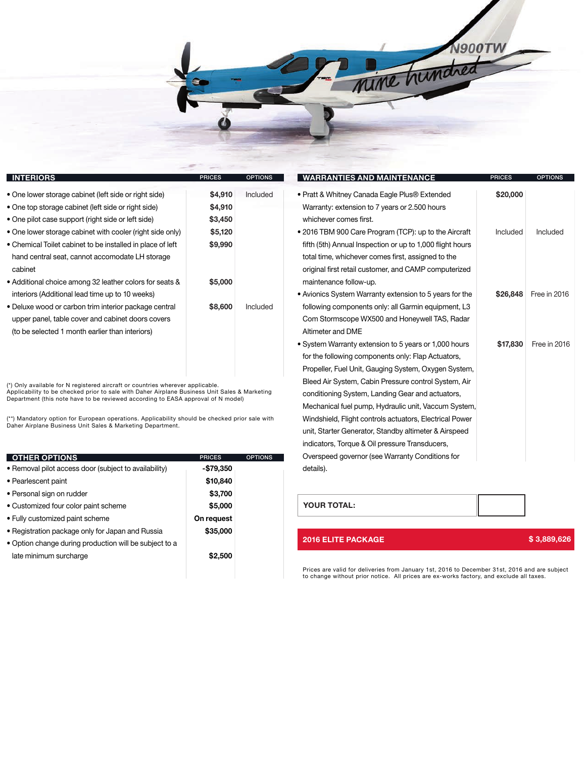| INTERIORS | PRICES | OPTIONS |
|---|---|---|
| • One lower storage cabinet (left side or right side) | $4,910 | Included |
| • One top storage cabinet (left side or right side) | $4,910 | |
| • One pilot case support (right side or left side) | $3,450 | |
| • One lower storage cabinet with cooler (right side only) | $5,120 | |
| • Chemical Toilet cabinet to be installed in place of left hand central seat, cannot accomodate LH storage cabinet | $9,990 | |
| • Additional choice among 32 leather colors for seats & interiors (Additional lead time up to 10 weeks) | $5,000 | |
| • Deluxe wood or carbon trim interior package central upper panel, table cover and cabinet doors covers (to be selected 1 month earlier than interiors) | $8,600 | Included |

(*) Only available for N registered aircraft or countries wherever applicable. Applicability to be checked prior to sale with Daher Airplane Business Unit Sales & Marketing Department (this note have to be reviewed according to EASA approval of N model)

(**) Mandatory option for European operations. Applicability should be checked prior sale with Daher Airplane Business Unit Sales & Marketing Department.

| OTHER OPTIONS | PRICES | OPTIONS |
|---|---|---|
| • Removal pilot access door (subject to availability) | -$79,350 | |
| • Pearlescent paint | $10,840 | |
| • Personal sign on rudder | $3,700 | |
| • Customized four color paint scheme | $5,000 | |
| • Fully customized paint scheme | On request | |
| • Registration package only for Japan and Russia | $35,000 | |
| • Option change during production will be subject to a late minimum surcharge | $2,500 | |

| WARRANTIES AND MAINTENANCE | PRICES | OPTIONS |
|---|---|---|
| • Pratt & Whitney Canada Eagle Plus® Extended Warranty: extension to 7 years or 2.500 hours whichever comes first. | $20,000 | |
| • 2016 TBM 900 Care Program (TCP): up to the Aircraft fifth (5th) Annual Inspection or up to 1,000 flight hours total time, whichever comes first, assigned to the original first retail customer, and CAMP computerized maintenance follow-up. | Included | Included |
| • Avionics System Warranty extension to 5 years for the following components only: all Garmin equipment, L3 Com Stormscope WX500 and Honeywell TAS, Radar Altimeter and DME | $26,848 | Free in 2016 |
| • System Warranty extension to 5 years or 1,000 hours for the following components only: Flap Actuators, Propeller, Fuel Unit, Gauging System, Oxygen System, Bleed Air System, Cabin Pressure control System, Air conditioning System, Landing Gear and actuators, Mechanical fuel pump, Hydraulic unit, Vaccum System, Windshield, Flight controls actuators, Electrical Power unit, Starter Generator, Standby altimeter & Airspeed indicators, Torque & Oil pressure Transducers, Overspeed governor (see Warranty Conditions for details). | $17,830 | Free in 2016 |

| YOUR TOTAL: | |
|---|---|

**2016 ELITE PACKAGE** **$ 3,889,626**

Prices are valid for deliveries from January 1st, 2016 to December 31st, 2016 and are subject to change without prior notice. All prices are ex-works factory, and exclude all taxes.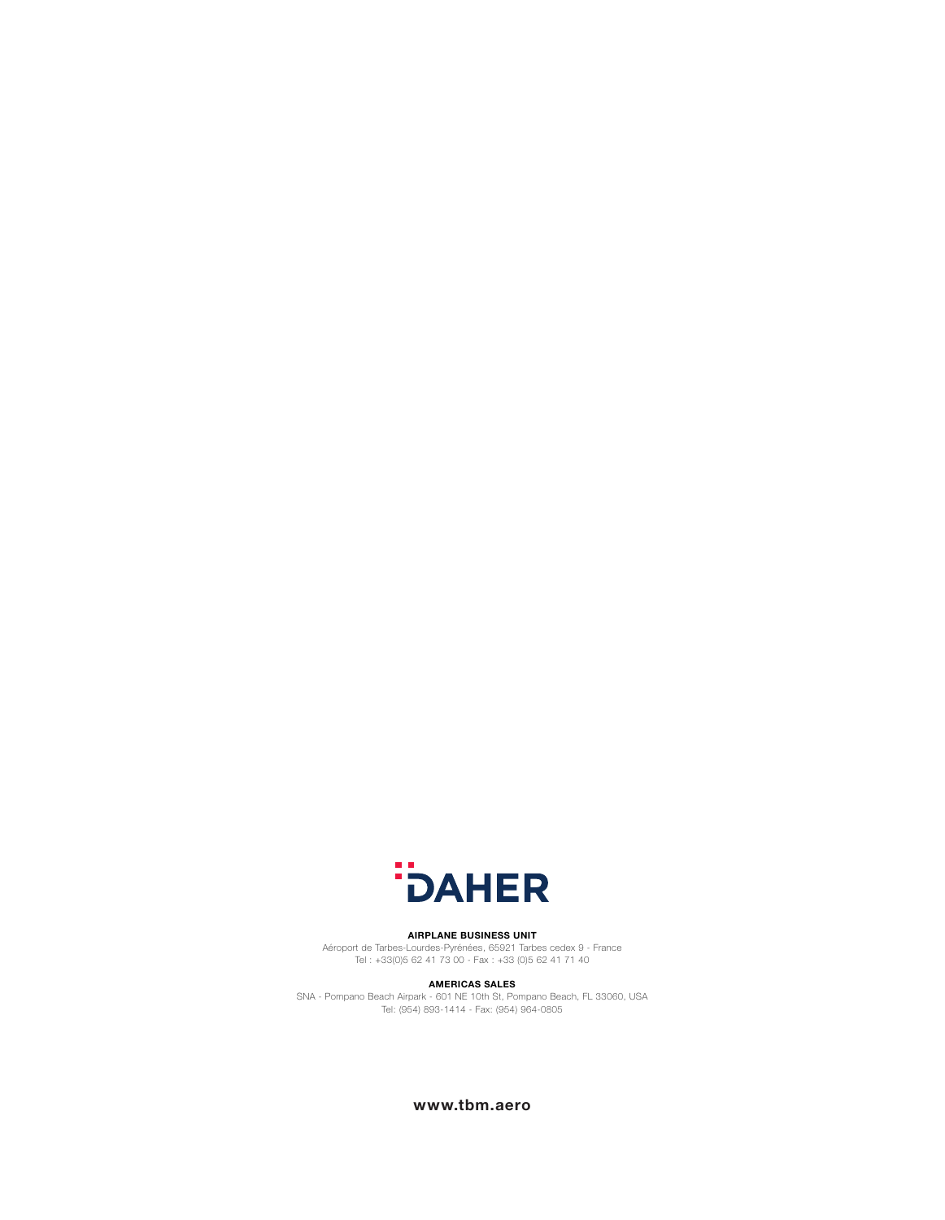DAHER

**AIRPLANE BUSINESS UNIT**
Aéroport de Tarbes-Lourdes-Pyrénées, 65921 Tarbes cedex 9 - France
Tel : +33(0)5 62 41 73 00 - Fax : +33 (0)5 62 41 71 40

**AMERICAS SALES**
SNA - Pompano Beach Airpark - 601 NE 10th St, Pompano Beach, FL 33060, USA
Tel: (954) 893-1414 - Fax: (954) 964-0805

**www.tbm.aero**